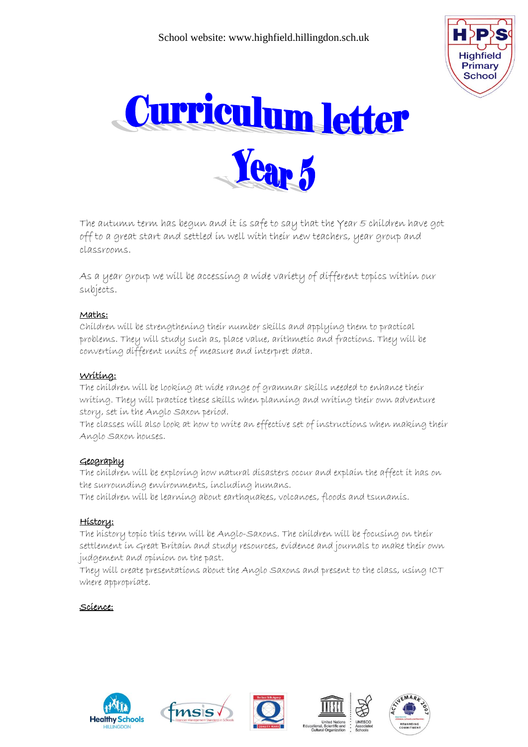School website: www.highfield.hillingdon.sch.uk

# Curriculum letter

# Year 5

The autumn term has begun and it is safe to say that the Year 5 children have got off to a great start and settled in well with their new teachers, year group and classrooms.

As a year group we will be accessing a wide variety of different topics within our subjects.

**Maths:**

Children will be strengthening their number skills and applying them to practical problems. They will study such as, place value, arithmetic and fractions. They will be converting different units of measure and interpret data.

**Writing:**

The children will be looking at wide range of grammar skills needed to enhance their writing. They will practice these skills when planning and writing their own adventure story, set in the Anglo Saxon period.

The classes will also look at how to write an effective set of instructions when making their Anglo Saxon houses.

**Geography**

The children will be exploring how natural disasters occur and explain the affect it has on the surrounding environments, including humans.

The children will be learning about earthquakes, volcanoes, floods and tsunamis.

**History:**

The history topic this term will be Anglo-Saxons. The children will be focusing on their settlement in Great Britain and study resources, evidence and journals to make their own judgement and opinion on the past.

They will create presentations about the Anglo Saxons and present to the class, using ICT where appropriate.

**Science:**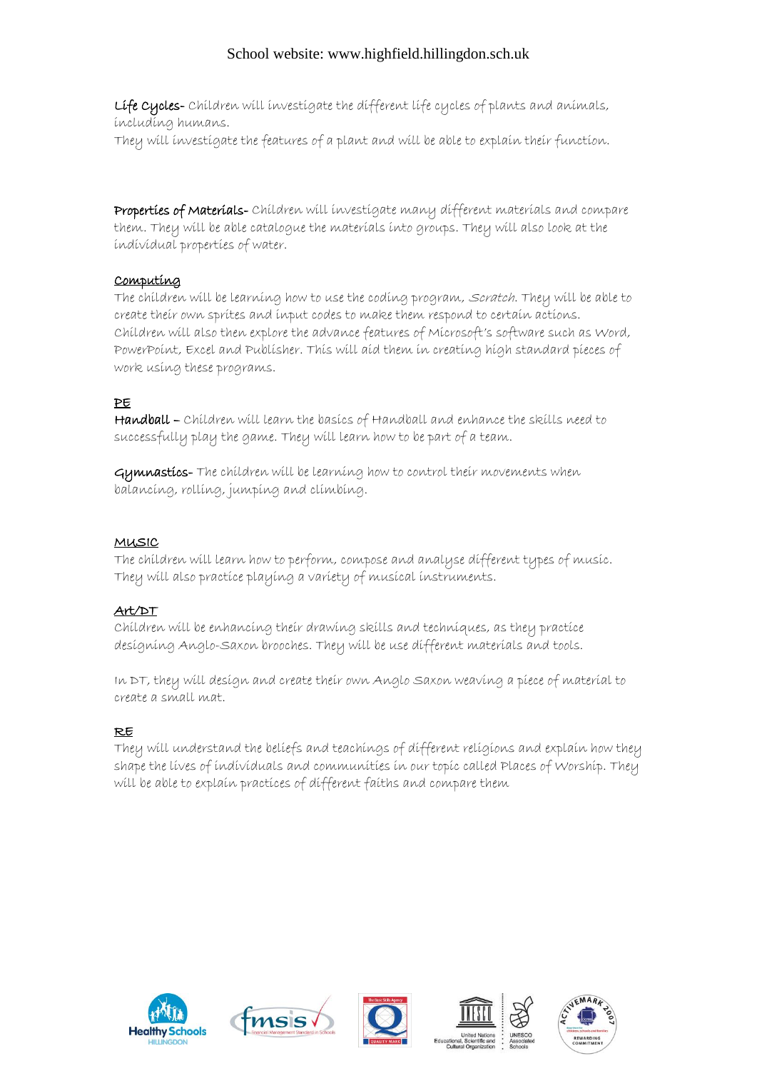**Life Cycles**- Children will investigate the different life cycles of plants and animals, including humans.
They will investigate the features of a plant and will be able to explain their function.

**Properties of Materials**- Children will investigate many different materials and compare them. They will be able catalogue the materials into groups. They will also look at the individual properties of water.

## Computing

The children will be learning how to use the coding program, *Scratch*. They will be able to create their own sprites and input codes to make them respond to certain actions.
Children will also then explore the advance features of Microsoft's software such as Word, PowerPoint, Excel and Publisher. This will aid them in creating high standard pieces of work using these programs.

## PE

**Handball** – Children will learn the basics of Handball and enhance the skills need to successfully play the game. They will learn how to be part of a team.

**Gymnastics**- The children will be learning how to control their movements when balancing, rolling, jumping and climbing.

## MUSIC

The children will learn how to perform, compose and analyse different types of music. They will also practice playing a variety of musical instruments.

## Art/DT

Children will be enhancing their drawing skills and techniques, as they practice designing Anglo-Saxon brooches. They will be use different materials and tools.

In DT, they will design and create their own Anglo Saxon weaving a piece of material to create a small mat.

## RE

They will understand the beliefs and teachings of different religions and explain how they shape the lives of individuals and communities in our topic called Places of Worship. They will be able to explain practices of different faiths and compare them